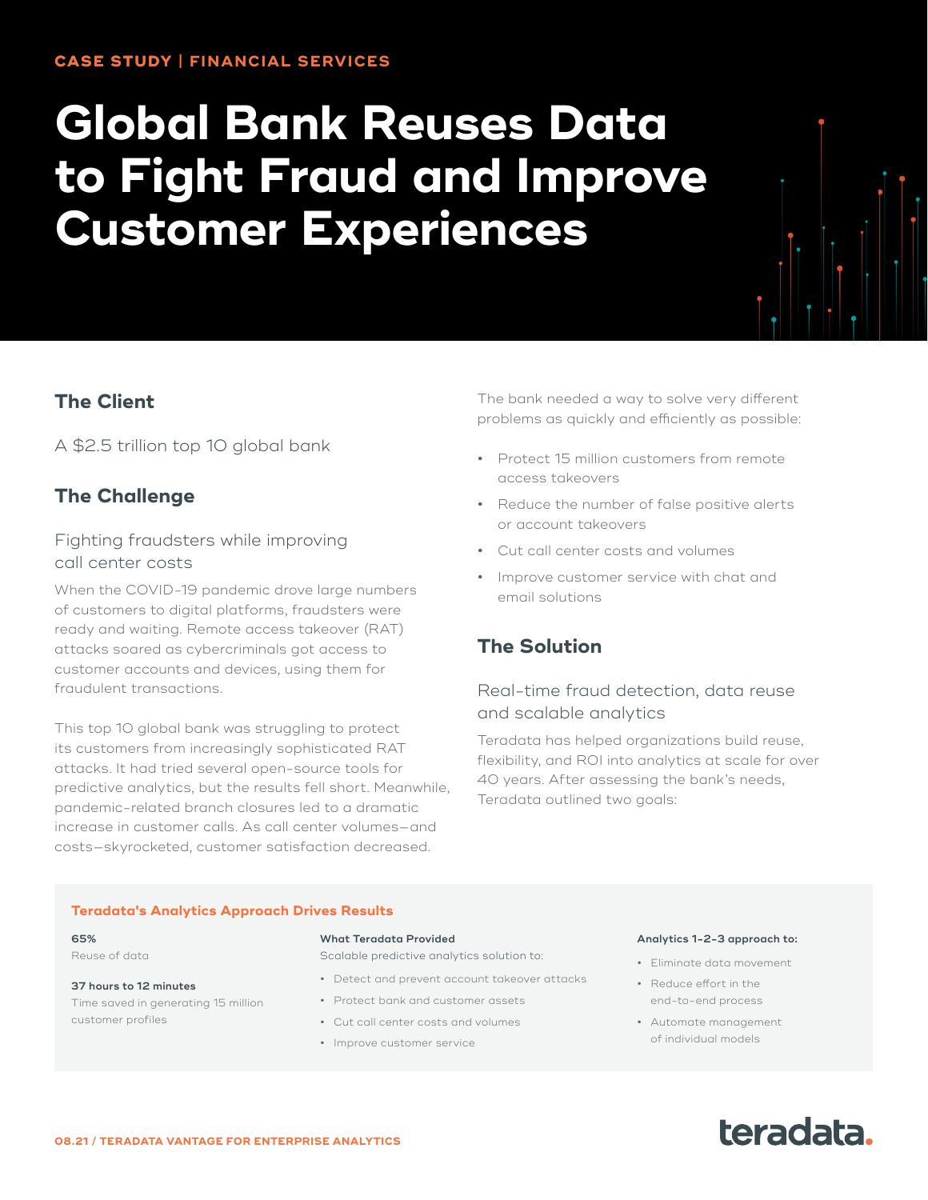CASE STUDY | FINANCIAL SERVICES

# Global Bank Reuses Data to Fight Fraud and Improve Customer Experiences

## The Client

A $2.5 trillion top 10 global bank

## The Challenge

### Fighting fraudsters while improving call center costs

When the COVID-19 pandemic drove large numbers of customers to digital platforms, fraudsters were ready and waiting. Remote access takeover (RAT) attacks soared as cybercriminals got access to customer accounts and devices, using them for fraudulent transactions.

This top 10 global bank was struggling to protect its customers from increasingly sophisticated RAT attacks. It had tried several open-source tools for predictive analytics, but the results fell short. Meanwhile, pandemic-related branch closures led to a dramatic increase in customer calls. As call center volumes—and costs—skyrocketed, customer satisfaction decreased.

The bank needed a way to solve very different problems as quickly and efficiently as possible:

- Protect 15 million customers from remote access takeovers
- Reduce the number of false positive alerts or account takeovers
- Cut call center costs and volumes
- Improve customer service with chat and email solutions

## The Solution

### Real-time fraud detection, data reuse and scalable analytics

Teradata has helped organizations build reuse, flexibility, and ROI into analytics at scale for over 40 years. After assessing the bank's needs, Teradata outlined two goals:

**Teradata's Analytics Approach Drives Results**

**65%**
Reuse of data

**37 hours to 12 minutes**
Time saved in generating 15 million customer profiles

**What Teradata Provided**
Scalable predictive analytics solution to:

- Detect and prevent account takeover attacks
- Protect bank and customer assets
- Cut call center costs and volumes
- Improve customer service

**Analytics 1-2-3 approach to:**

- Eliminate data movement
- Reduce effort in the end-to-end process
- Automate management of individual models

08.21 / TERADATA VANTAGE FOR ENTERPRISE ANALYTICS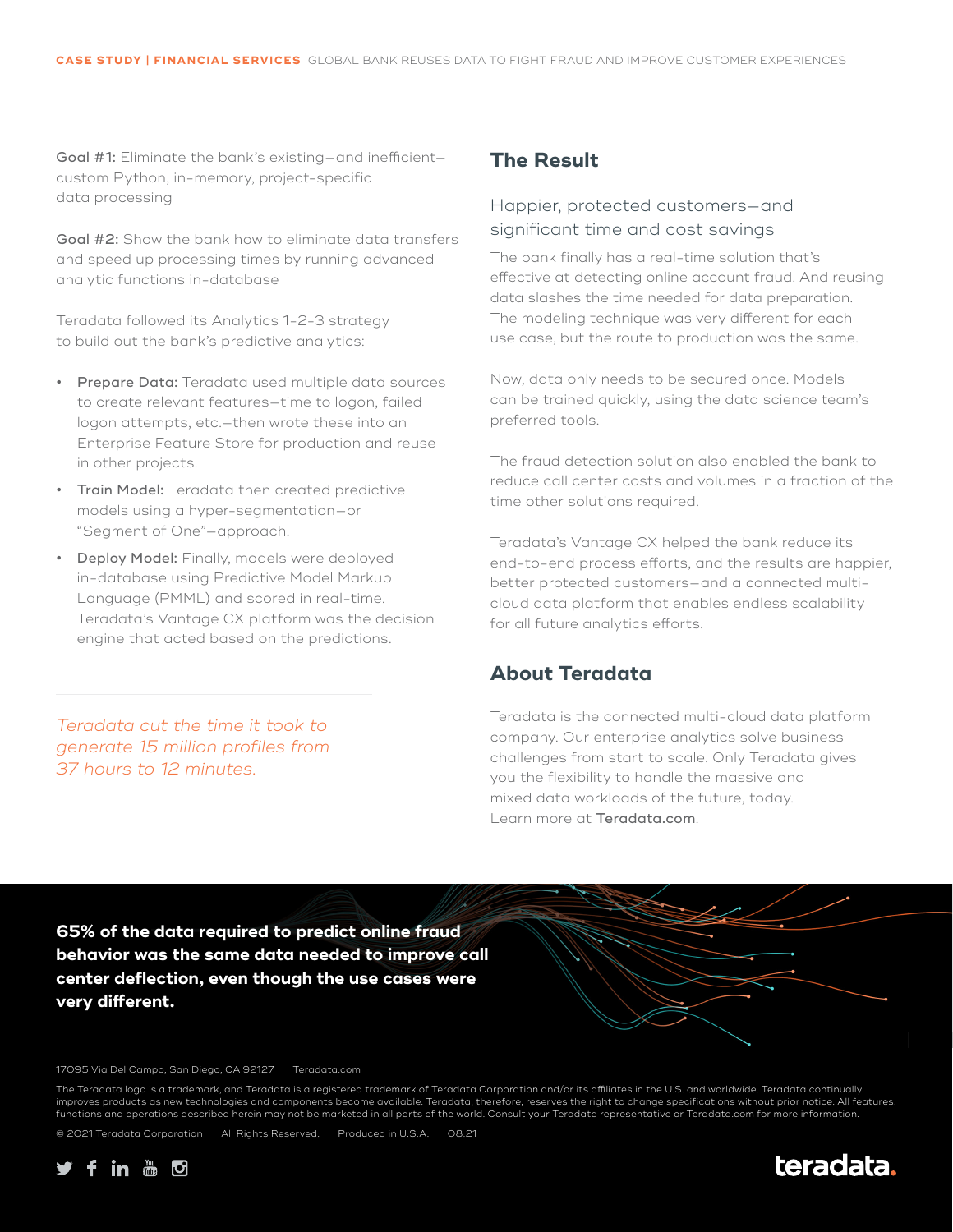**Goal #1:** Eliminate the bank's existing—and inefficient—custom Python, in-memory, project-specific data processing

**Goal #2:** Show the bank how to eliminate data transfers and speed up processing times by running advanced analytic functions in-database

Teradata followed its Analytics 1-2-3 strategy to build out the bank's predictive analytics:

- **Prepare Data:** Teradata used multiple data sources to create relevant features—time to logon, failed logon attempts, etc.—then wrote these into an Enterprise Feature Store for production and reuse in other projects.
- **Train Model:** Teradata then created predictive models using a hyper-segmentation—or "Segment of One"—approach.
- **Deploy Model:** Finally, models were deployed in-database using Predictive Model Markup Language (PMML) and scored in real-time. Teradata's Vantage CX platform was the decision engine that acted based on the predictions.

*Teradata cut the time it took to generate 15 million profiles from 37 hours to 12 minutes.*

## The Result

### Happier, protected customers—and significant time and cost savings

The bank finally has a real-time solution that's effective at detecting online account fraud. And reusing data slashes the time needed for data preparation. The modeling technique was very different for each use case, but the route to production was the same.

Now, data only needs to be secured once. Models can be trained quickly, using the data science team's preferred tools.

The fraud detection solution also enabled the bank to reduce call center costs and volumes in a fraction of the time other solutions required.

Teradata's Vantage CX helped the bank reduce its end-to-end process efforts, and the results are happier, better protected customers—and a connected multi-cloud data platform that enables endless scalability for all future analytics efforts.

## About Teradata

Teradata is the connected multi-cloud data platform company. Our enterprise analytics solve business challenges from start to scale. Only Teradata gives you the flexibility to handle the massive and mixed data workloads of the future, today. Learn more at **Teradata.com**.

**65% of the data required to predict online fraud behavior was the same data needed to improve call center deflection, even though the use cases were very different.**

17095 Via Del Campo, San Diego, CA 92127 Teradata.com

The Teradata logo is a trademark, and Teradata is a registered trademark of Teradata Corporation and/or its affiliates in the U.S. and worldwide. Teradata continually improves products as new technologies and components become available. Teradata, therefore, reserves the right to change specifications without prior notice. All features, functions and operations described herein may not be marketed in all parts of the world. Consult your Teradata representative or Teradata.com for more information.

© 2021 Teradata Corporation All Rights Reserved. Produced in U.S.A. 08.21